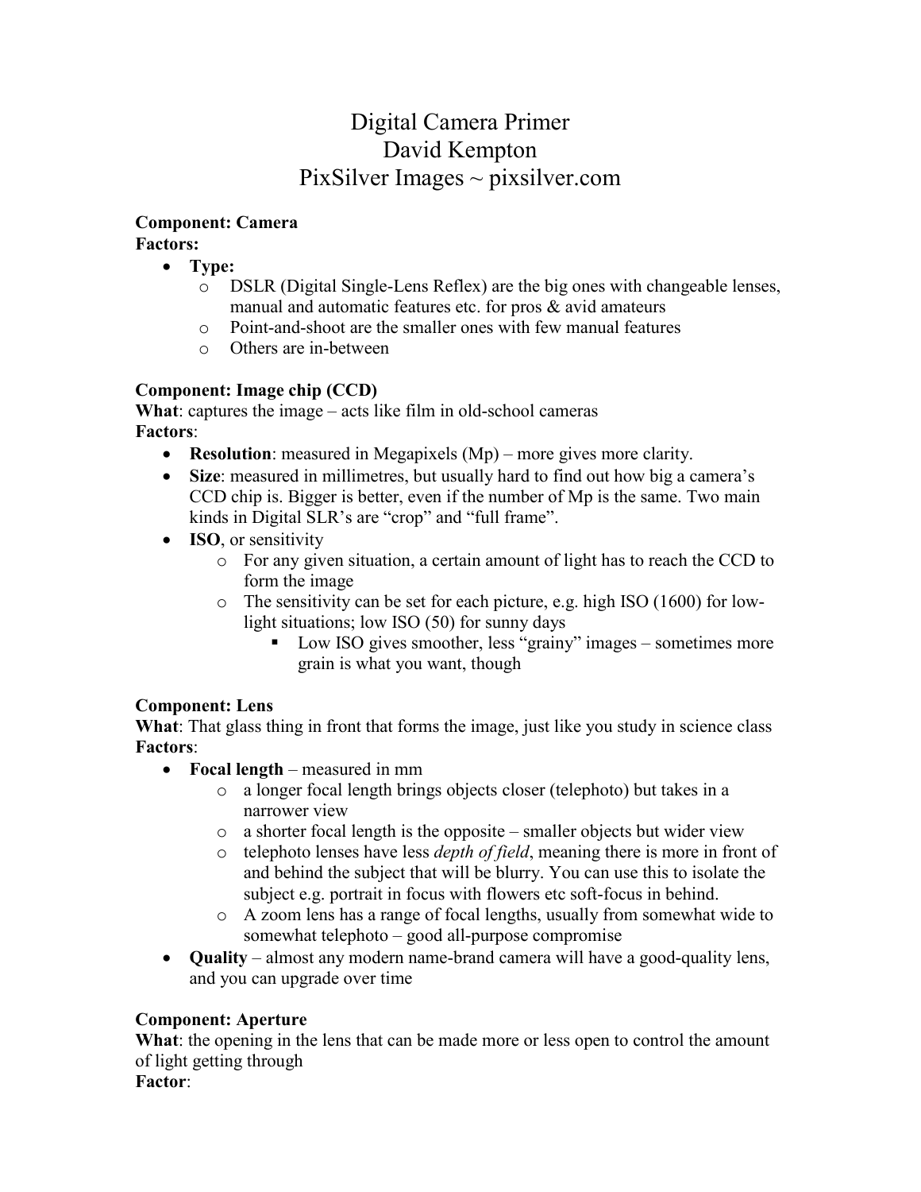# Digital Camera Primer
## David Kempton
## PixSilver Images ~ pixsilver.com

**Component: Camera**
**Factors:**

- **Type:**
  - DSLR (Digital Single-Lens Reflex) are the big ones with changeable lenses, manual and automatic features etc. for pros & avid amateurs
  - Point-and-shoot are the smaller ones with few manual features
  - Others are in-between

**Component: Image chip (CCD)**
**What**: captures the image – acts like film in old-school cameras
**Factors**:

- **Resolution**: measured in Megapixels (Mp) – more gives more clarity.
- **Size**: measured in millimetres, but usually hard to find out how big a camera's CCD chip is. Bigger is better, even if the number of Mp is the same. Two main kinds in Digital SLR's are "crop" and "full frame".
- **ISO**, or sensitivity
  - For any given situation, a certain amount of light has to reach the CCD to form the image
  - The sensitivity can be set for each picture, e.g. high ISO (1600) for low-light situations; low ISO (50) for sunny days
    - Low ISO gives smoother, less "grainy" images – sometimes more grain is what you want, though

**Component: Lens**
**What**: That glass thing in front that forms the image, just like you study in science class
**Factors**:

- **Focal length** – measured in mm
  - a longer focal length brings objects closer (telephoto) but takes in a narrower view
  - a shorter focal length is the opposite – smaller objects but wider view
  - telephoto lenses have less *depth of field*, meaning there is more in front of and behind the subject that will be blurry. You can use this to isolate the subject e.g. portrait in focus with flowers etc soft-focus in behind.
  - A zoom lens has a range of focal lengths, usually from somewhat wide to somewhat telephoto – good all-purpose compromise
- **Quality** – almost any modern name-brand camera will have a good-quality lens, and you can upgrade over time

**Component: Aperture**
**What**: the opening in the lens that can be made more or less open to control the amount of light getting through
**Factor**: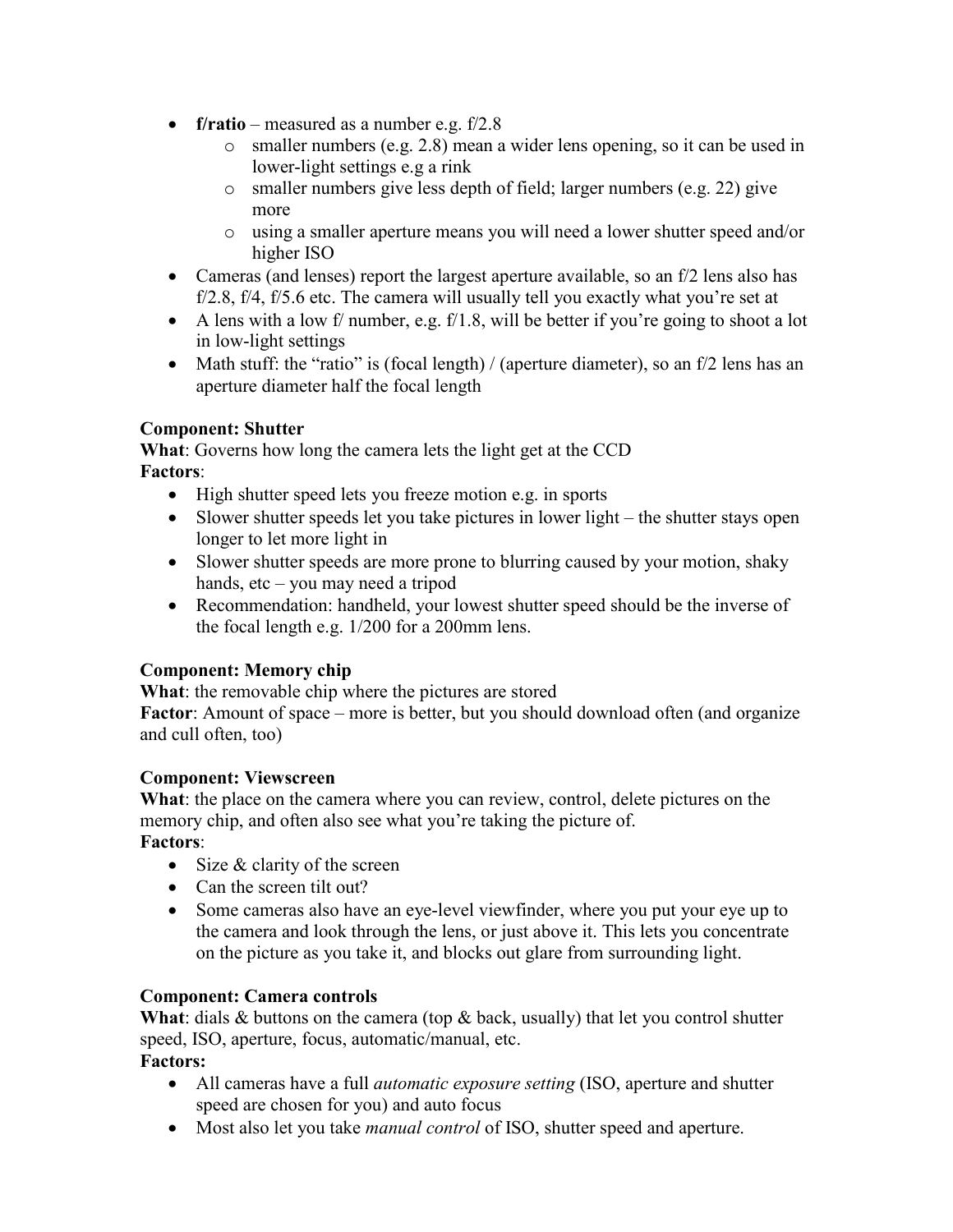- **f/ratio** – measured as a number e.g. f/2.8
  - smaller numbers (e.g. 2.8) mean a wider lens opening, so it can be used in lower-light settings e.g a rink
  - smaller numbers give less depth of field; larger numbers (e.g. 22) give more
  - using a smaller aperture means you will need a lower shutter speed and/or higher ISO
- Cameras (and lenses) report the largest aperture available, so an f/2 lens also has f/2.8, f/4, f/5.6 etc. The camera will usually tell you exactly what you're set at
- A lens with a low f/ number, e.g. f/1.8, will be better if you're going to shoot a lot in low-light settings
- Math stuff: the "ratio" is (focal length) / (aperture diameter), so an f/2 lens has an aperture diameter half the focal length

**Component: Shutter**
**What**: Governs how long the camera lets the light get at the CCD
**Factors**:

- High shutter speed lets you freeze motion e.g. in sports
- Slower shutter speeds let you take pictures in lower light – the shutter stays open longer to let more light in
- Slower shutter speeds are more prone to blurring caused by your motion, shaky hands, etc – you may need a tripod
- Recommendation: handheld, your lowest shutter speed should be the inverse of the focal length e.g. 1/200 for a 200mm lens.

**Component: Memory chip**
**What**: the removable chip where the pictures are stored
**Factor**: Amount of space – more is better, but you should download often (and organize and cull often, too)

**Component: Viewscreen**
**What**: the place on the camera where you can review, control, delete pictures on the memory chip, and often also see what you're taking the picture of.
**Factors**:

- Size & clarity of the screen
- Can the screen tilt out?
- Some cameras also have an eye-level viewfinder, where you put your eye up to the camera and look through the lens, or just above it. This lets you concentrate on the picture as you take it, and blocks out glare from surrounding light.

**Component: Camera controls**
**What**: dials & buttons on the camera (top & back, usually) that let you control shutter speed, ISO, aperture, focus, automatic/manual, etc.
**Factors:**

- All cameras have a full *automatic exposure setting* (ISO, aperture and shutter speed are chosen for you) and auto focus
- Most also let you take *manual control* of ISO, shutter speed and aperture.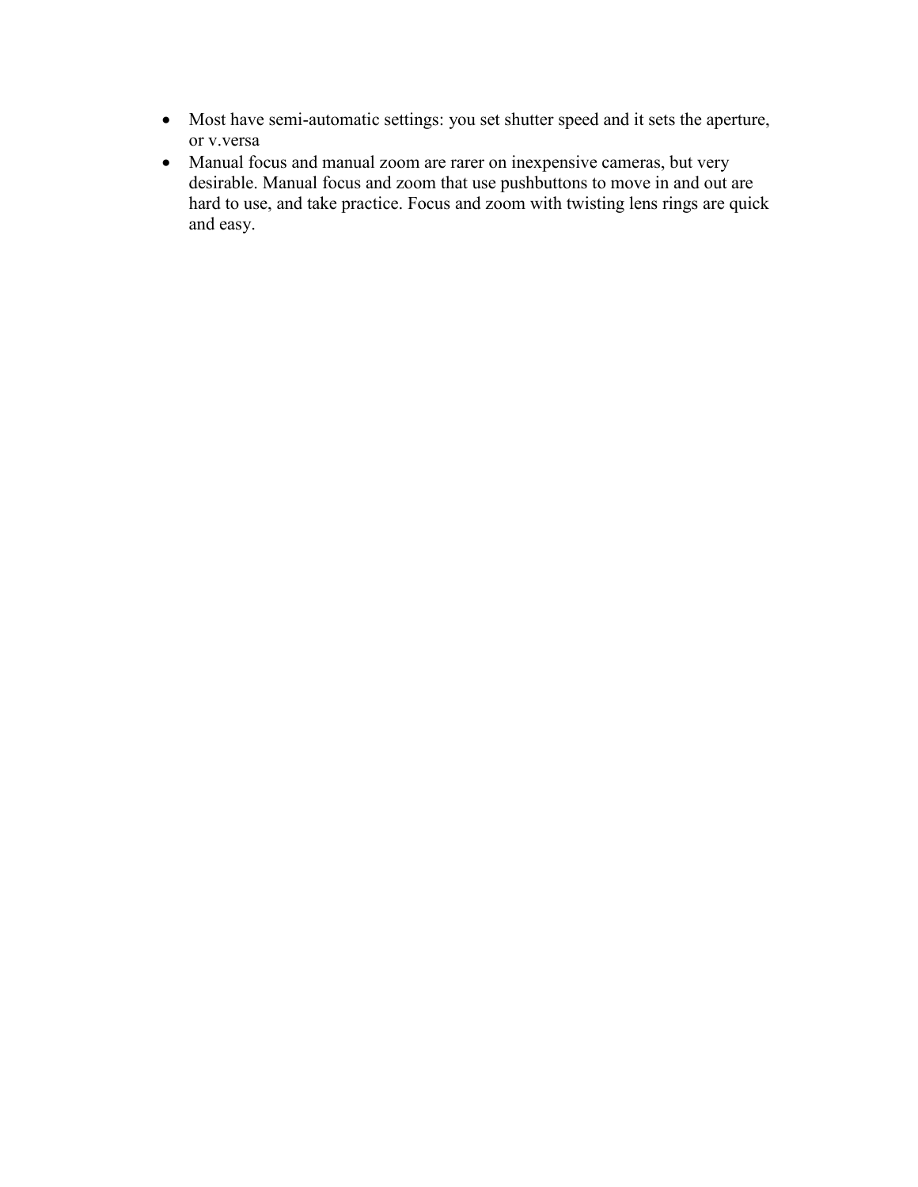- Most have semi-automatic settings: you set shutter speed and it sets the aperture, or v.versa
- Manual focus and manual zoom are rarer on inexpensive cameras, but very desirable. Manual focus and zoom that use pushbuttons to move in and out are hard to use, and take practice. Focus and zoom with twisting lens rings are quick and easy.